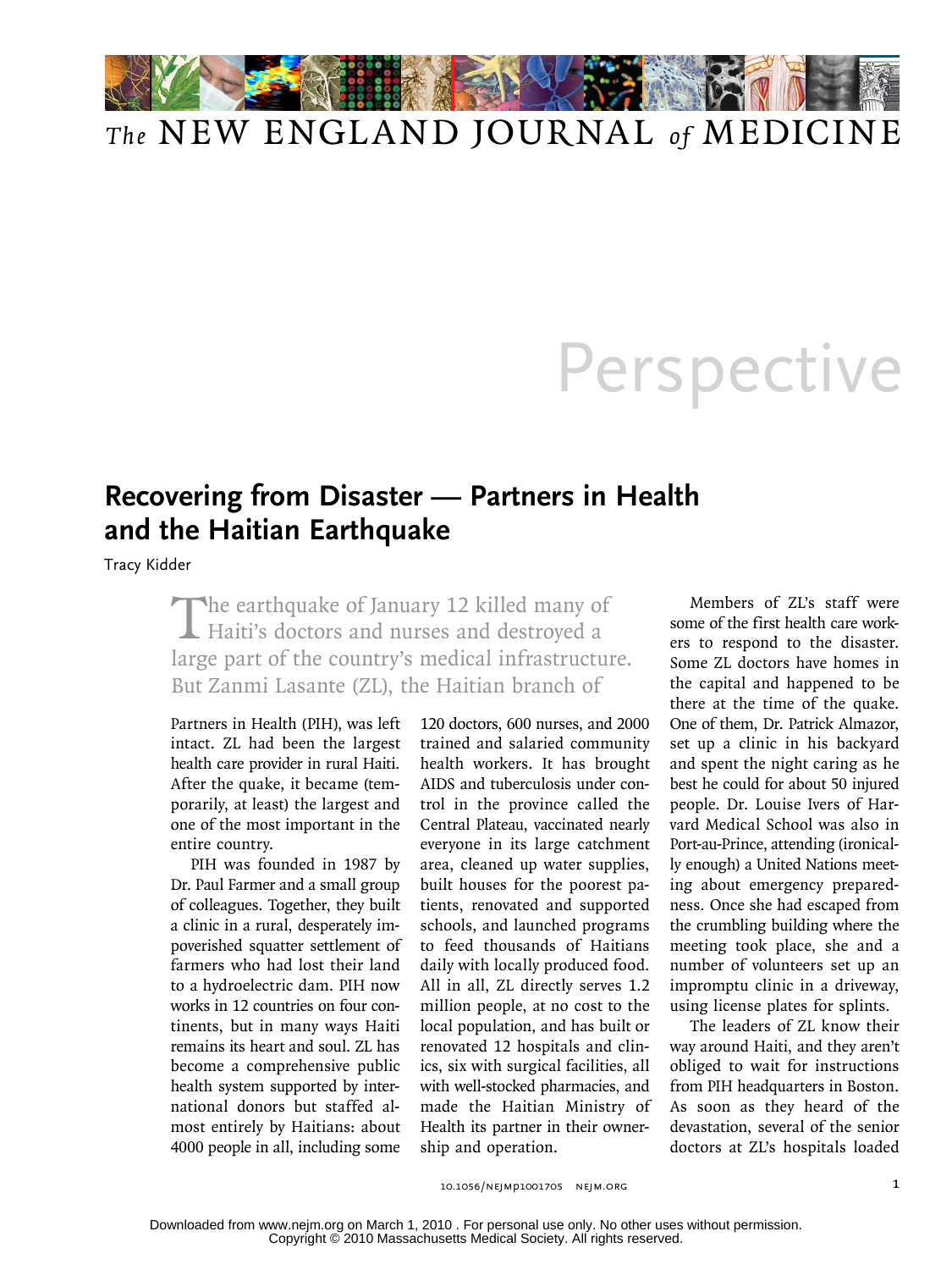# Perspective

## Recovering from Disaster — Partners in Health and the Haitian Earthquake

Tracy Kidder

The earthquake of January 12 killed many of Haiti's doctors and nurses and destroyed a large part of the country's medical infrastructure. But Zanmi Lasante (ZL), the Haitian branch of Partners in Health (PIH), was left intact. ZL had been the largest health care provider in rural Haiti. After the quake, it became (temporarily, at least) the largest and one of the most important in the entire country.

PIH was founded in 1987 by Dr. Paul Farmer and a small group of colleagues. Together, they built a clinic in a rural, desperately impoverished squatter settlement of farmers who had lost their land to a hydroelectric dam. PIH now works in 12 countries on four continents, but in many ways Haiti remains its heart and soul. ZL has become a comprehensive public health system supported by international donors but staffed almost entirely by Haitians: about 4000 people in all, including some 120 doctors, 600 nurses, and 2000 trained and salaried community health workers. It has brought AIDS and tuberculosis under control in the province called the Central Plateau, vaccinated nearly everyone in its large catchment area, cleaned up water supplies, built houses for the poorest patients, renovated and supported schools, and launched programs to feed thousands of Haitians daily with locally produced food. All in all, ZL directly serves 1.2 million people, at no cost to the local population, and has built or renovated 12 hospitals and clinics, six with surgical facilities, all with well-stocked pharmacies, and made the Haitian Ministry of Health its partner in their ownership and operation.

Members of ZL's staff were some of the first health care workers to respond to the disaster. Some ZL doctors have homes in the capital and happened to be there at the time of the quake. One of them, Dr. Patrick Almazor, set up a clinic in his backyard and spent the night caring as he best he could for about 50 injured people. Dr. Louise Ivers of Harvard Medical School was also in Port-au-Prince, attending (ironically enough) a United Nations meeting about emergency preparedness. Once she had escaped from the crumbling building where the meeting took place, she and a number of volunteers set up an impromptu clinic in a driveway, using license plates for splints.

The leaders of ZL know their way around Haiti, and they aren't obliged to wait for instructions from PIH headquarters in Boston. As soon as they heard of the devastation, several of the senior doctors at ZL's hospitals loaded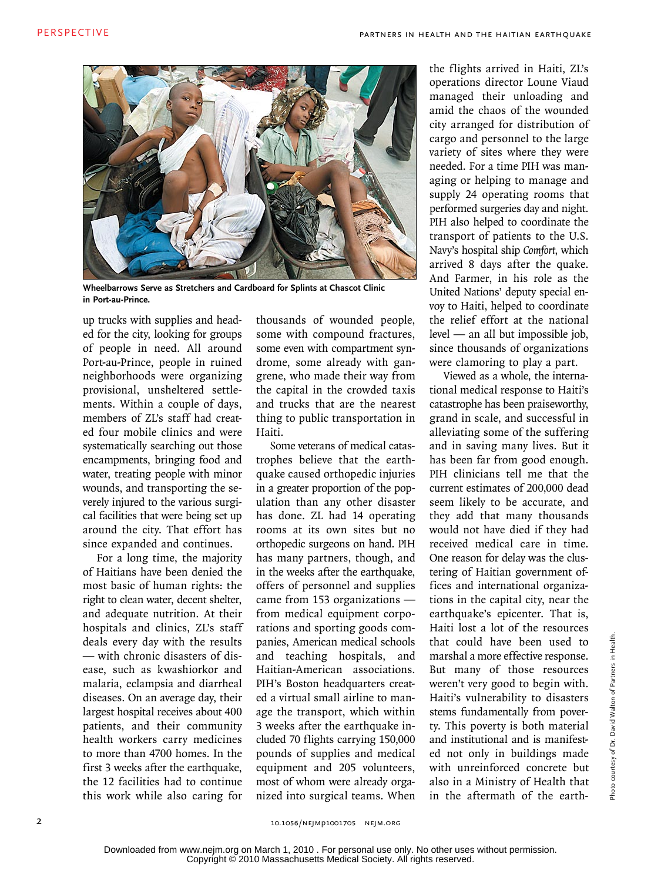Wheelbarrows Serve as Stretchers and Cardboard for Splints at Chascot Clinic in Port-au-Prince.

up trucks with supplies and headed for the city, looking for groups of people in need. All around Port-au-Prince, people in ruined neighborhoods were organizing provisional, unsheltered settlements. Within a couple of days, members of ZL's staff had created four mobile clinics and were systematically searching out those encampments, bringing food and water, treating people with minor wounds, and transporting the severely injured to the various surgical facilities that were being set up around the city. That effort has since expanded and continues.

For a long time, the majority of Haitians have been denied the most basic of human rights: the right to clean water, decent shelter, and adequate nutrition. At their hospitals and clinics, ZL's staff deals every day with the results — with chronic disasters of disease, such as kwashiorkor and malaria, eclampsia and diarrheal diseases. On an average day, their largest hospital receives about 400 patients, and their community health workers carry medicines to more than 4700 homes. In the first 3 weeks after the earthquake, the 12 facilities had to continue this work while also caring for thousands of wounded people, some with compound fractures, some even with compartment syndrome, some already with gangrene, who made their way from the capital in the crowded taxis and trucks that are the nearest thing to public transportation in Haiti.

Some veterans of medical catastrophes believe that the earthquake caused orthopedic injuries in a greater proportion of the population than any other disaster has done. ZL had 14 operating rooms at its own sites but no orthopedic surgeons on hand. PIH has many partners, though, and in the weeks after the earthquake, offers of personnel and supplies came from 153 organizations — from medical equipment corporations and sporting goods companies, American medical schools and teaching hospitals, and Haitian-American associations. PIH's Boston headquarters created a virtual small airline to manage the transport, which within 3 weeks after the earthquake included 70 flights carrying 150,000 pounds of supplies and medical equipment and 205 volunteers, most of whom were already organized into surgical teams. When the flights arrived in Haiti, ZL's operations director Loune Viaud managed their unloading and amid the chaos of the wounded city arranged for distribution of cargo and personnel to the large variety of sites where they were needed. For a time PIH was managing or helping to manage and supply 24 operating rooms that performed surgeries day and night. PIH also helped to coordinate the transport of patients to the U.S. Navy's hospital ship *Comfort*, which arrived 8 days after the quake. And Farmer, in his role as the United Nations' deputy special envoy to Haiti, helped to coordinate the relief effort at the national level — an all but impossible job, since thousands of organizations were clamoring to play a part.

Viewed as a whole, the international medical response to Haiti's catastrophe has been praiseworthy, grand in scale, and successful in alleviating some of the suffering and in saving many lives. But it has been far from good enough. PIH clinicians tell me that the current estimates of 200,000 dead seem likely to be accurate, and they add that many thousands would not have died if they had received medical care in time. One reason for delay was the clustering of Haitian government offices and international organizations in the capital city, near the earthquake's epicenter. That is, Haiti lost a lot of the resources that could have been used to marshal a more effective response. But many of those resources weren't very good to begin with. Haiti's vulnerability to disasters stems fundamentally from poverty. This poverty is both material and institutional and is manifested not only in buildings made with unreinforced concrete but also in a Ministry of Health that in the aftermath of the earth-

Photo courtesy of Dr. David Walton of Partners in Health.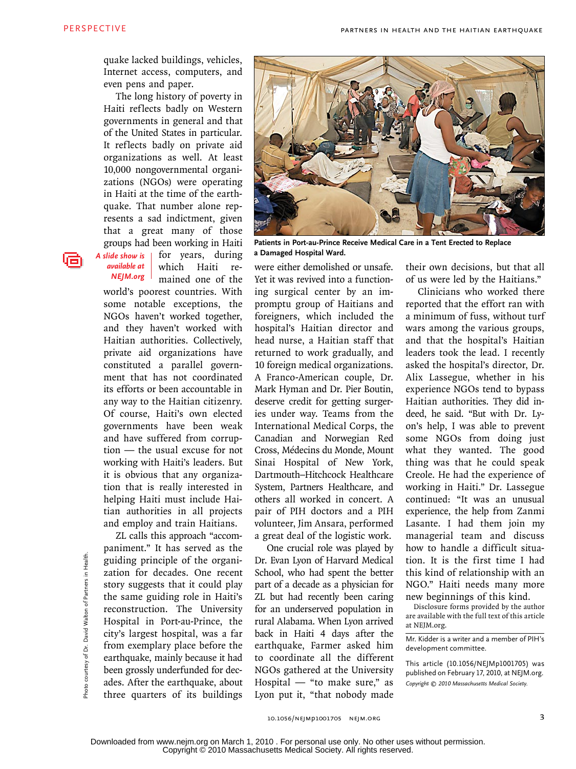quake lacked buildings, vehicles, Internet access, computers, and even pens and paper.

The long history of poverty in Haiti reflects badly on Western governments in general and that of the United States in particular. It reflects badly on private aid organizations as well. At least 10,000 nongovernmental organizations (NGOs) were operating in Haiti at the time of the earthquake. That number alone represents a sad indictment, given that a great many of those groups had been working in Haiti for years, during which Haiti remained one of the world's poorest countries. With some notable exceptions, the NGOs haven't worked together, and they haven't worked with Haitian authorities. Collectively, private aid organizations have constituted a parallel government that has not coordinated its efforts or been accountable in any way to the Haitian citizenry. Of course, Haiti's own elected governments have been weak and have suffered from corruption — the usual excuse for not working with Haiti's leaders. But it is obvious that any organization that is really interested in helping Haiti must include Haitian authorities in all projects and employ and train Haitians.

*A slide show is available at NEJM.org*

ZL calls this approach "accompaniment." It has served as the guiding principle of the organization for decades. One recent story suggests that it could play the same guiding role in Haiti's reconstruction. The University Hospital in Port-au-Prince, the city's largest hospital, was a far from exemplary place before the earthquake, mainly because it had been grossly underfunded for decades. After the earthquake, about three quarters of its buildings were either demolished or unsafe. Yet it was revived into a functioning surgical center by an impromptu group of Haitians and foreigners, which included the hospital's Haitian director and head nurse, a Haitian staff that returned to work gradually, and 10 foreign medical organizations. A Franco-American couple, Dr. Mark Hyman and Dr. Pier Boutin, deserve credit for getting surgeries under way. Teams from the International Medical Corps, the Canadian and Norwegian Red Cross, Médecins du Monde, Mount Sinai Hospital of New York, Dartmouth–Hitchcock Healthcare System, Partners Healthcare, and others all worked in concert. A pair of PIH doctors and a PIH volunteer, Jim Ansara, performed a great deal of the logistic work.

Patients in Port-au-Prince Receive Medical Care in a Tent Erected to Replace a Damaged Hospital Ward.

Photo courtesy of Dr. David Walton of Partners in Health.

One crucial role was played by Dr. Evan Lyon of Harvard Medical School, who had spent the better part of a decade as a physician for ZL but had recently been caring for an underserved population in rural Alabama. When Lyon arrived back in Haiti 4 days after the earthquake, Farmer asked him to coordinate all the different NGOs gathered at the University Hospital — "to make sure," as Lyon put it, "that nobody made their own decisions, but that all of us were led by the Haitians."

Clinicians who worked there reported that the effort ran with a minimum of fuss, without turf wars among the various groups, and that the hospital's Haitian leaders took the lead. I recently asked the hospital's director, Dr. Alix Lassegue, whether in his experience NGOs tend to bypass Haitian authorities. They did indeed, he said. "But with Dr. Lyon's help, I was able to prevent some NGOs from doing just what they wanted. The good thing was that he could speak Creole. He had the experience of working in Haiti." Dr. Lassegue continued: "It was an unusual experience, the help from Zanmi Lasante. I had them join my managerial team and discuss how to handle a difficult situation. It is the first time I had this kind of relationship with an NGO." Haiti needs many more new beginnings of this kind.

Disclosure forms provided by the author are available with the full text of this article at NEJM.org.

Mr. Kidder is a writer and a member of PIH's development committee.

This article (10.1056/NEJMp1001705) was published on February 17, 2010, at NEJM.org.

*Copyright © 2010 Massachusetts Medical Society.*